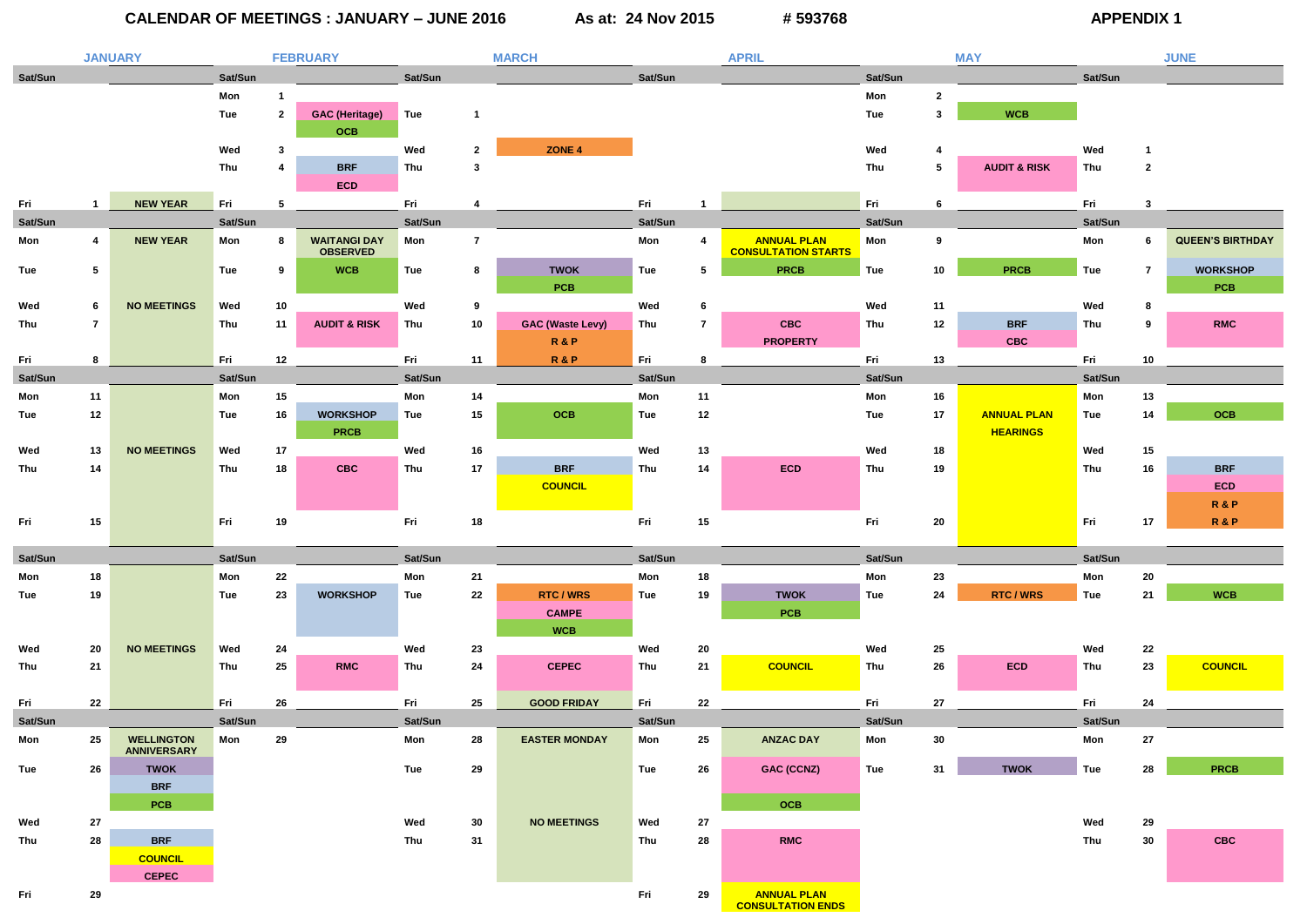# CALENDAR OF MEETINGS : JANUARY – JUNE 2016

As at: 24 Nov 2015 # 593768 APPENDIX 1

## JANUARY

| Day | Date | Meetings |
|---|---|---|
| Fri | 1 | NEW YEAR |
| Mon | 4 | NEW YEAR |
| Tue | 5 | |
| Wed | 6 | NO MEETINGS |
| Thu | 7 | |
| Fri | 8 | |
| Mon | 11 | |
| Tue | 12 | |
| Wed | 13 | NO MEETINGS |
| Thu | 14 | |
| Fri | 15 | |
| Mon | 18 | |
| Tue | 19 | |
| Wed | 20 | NO MEETINGS |
| Thu | 21 | |
| Fri | 22 | |
| Mon | 25 | WELLINGTON ANNIVERSARY |
| Tue | 26 | TWOK; BRF; PCB |
| Wed | 27 | |
| Thu | 28 | BRF; COUNCIL; CEPEC |
| Fri | 29 | |

## FEBRUARY

| Day | Date | Meetings |
|---|---|---|
| Mon | 1 | |
| Tue | 2 | GAC (Heritage); OCB |
| Wed | 3 | |
| Thu | 4 | BRF; ECD |
| Fri | 5 | |
| Mon | 8 | WAITANGI DAY OBSERVED |
| Tue | 9 | WCB |
| Wed | 10 | |
| Thu | 11 | AUDIT & RISK |
| Fri | 12 | |
| Mon | 15 | |
| Tue | 16 | WORKSHOP; PRCB |
| Wed | 17 | |
| Thu | 18 | CBC |
| Fri | 19 | |
| Mon | 22 | |
| Tue | 23 | WORKSHOP |
| Wed | 24 | |
| Thu | 25 | RMC |
| Fri | 26 | |
| Mon | 29 | |

## MARCH

| Day | Date | Meetings |
|---|---|---|
| Tue | 1 | |
| Wed | 2 | ZONE 4 |
| Thu | 3 | |
| Fri | 4 | |
| Mon | 7 | |
| Tue | 8 | TWOK; PCB |
| Wed | 9 | |
| Thu | 10 | GAC (Waste Levy); R & P |
| Fri | 11 | R & P |
| Mon | 14 | |
| Tue | 15 | OCB |
| Wed | 16 | |
| Thu | 17 | BRF; COUNCIL |
| Fri | 18 | |
| Mon | 21 | |
| Tue | 22 | RTC / WRS; CAMPE; WCB |
| Wed | 23 | |
| Thu | 24 | CEPEC |
| Fri | 25 | GOOD FRIDAY |
| Mon | 28 | EASTER MONDAY |
| Tue | 29 | |
| Wed | 30 | NO MEETINGS |
| Thu | 31 | |

## APRIL

| Day | Date | Meetings |
|---|---|---|
| Fri | 1 | |
| Mon | 4 | ANNUAL PLAN CONSULTATION STARTS |
| Tue | 5 | PRCB |
| Wed | 6 | |
| Thu | 7 | CBC; PROPERTY |
| Fri | 8 | |
| Mon | 11 | |
| Tue | 12 | |
| Wed | 13 | |
| Thu | 14 | ECD |
| Fri | 15 | |
| Mon | 18 | |
| Tue | 19 | TWOK; PCB |
| Wed | 20 | |
| Thu | 21 | COUNCIL |
| Fri | 22 | |
| Mon | 25 | ANZAC DAY |
| Tue | 26 | GAC (CCNZ); OCB |
| Wed | 27 | |
| Thu | 28 | RMC |
| Fri | 29 | ANNUAL PLAN CONSULTATION ENDS |

## MAY

| Day | Date | Meetings |
|---|---|---|
| Mon | 2 | |
| Tue | 3 | WCB |
| Wed | 4 | |
| Thu | 5 | AUDIT & RISK |
| Fri | 6 | |
| Mon | 9 | |
| Tue | 10 | PRCB |
| Wed | 11 | |
| Thu | 12 | BRF; CBC |
| Fri | 13 | |
| Mon | 16 | ANNUAL PLAN HEARINGS |
| Tue | 17 | ANNUAL PLAN HEARINGS |
| Wed | 18 | ANNUAL PLAN HEARINGS |
| Thu | 19 | ANNUAL PLAN HEARINGS |
| Fri | 20 | ANNUAL PLAN HEARINGS |
| Mon | 23 | |
| Tue | 24 | RTC / WRS |
| Wed | 25 | |
| Thu | 26 | ECD |
| Fri | 27 | |
| Mon | 30 | |
| Tue | 31 | TWOK |

## JUNE

| Day | Date | Meetings |
|---|---|---|
| Wed | 1 | |
| Thu | 2 | |
| Fri | 3 | |
| Mon | 6 | QUEEN'S BIRTHDAY |
| Tue | 7 | WORKSHOP; PCB |
| Wed | 8 | |
| Thu | 9 | RMC |
| Fri | 10 | |
| Mon | 13 | |
| Tue | 14 | OCB |
| Wed | 15 | |
| Thu | 16 | BRF; ECD; R & P |
| Fri | 17 | R & P |
| Mon | 20 | |
| Tue | 21 | WCB |
| Wed | 22 | |
| Thu | 23 | COUNCIL |
| Fri | 24 | |
| Mon | 27 | |
| Tue | 28 | PRCB |
| Wed | 29 | |
| Thu | 30 | CBC |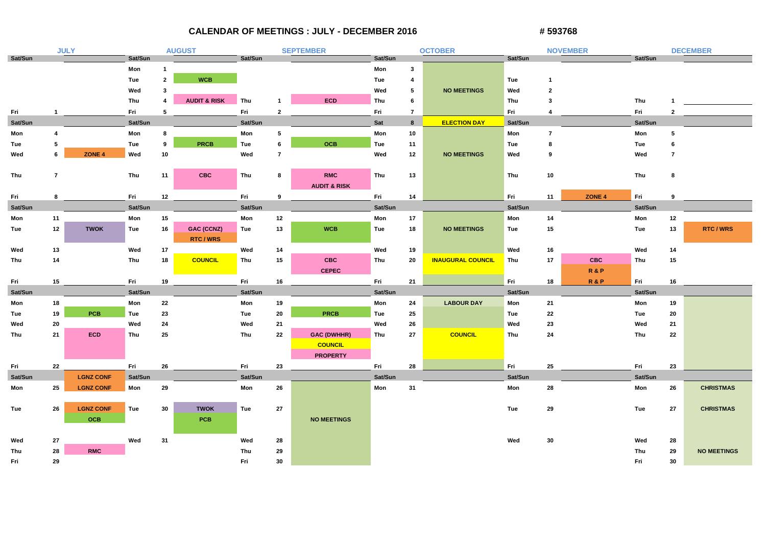# CALENDAR OF MEETINGS : JULY - DECEMBER 2016

# 593768

## JULY

| Day | Date | Meeting |
|---|---|---|
| Sat/Sun | | |
| Fri | 1 | |
| Sat/Sun | | |
| Mon | 4 | |
| Tue | 5 | |
| Wed | 6 | ZONE 4 |
| Thu | 7 | |
| Fri | 8 | |
| Sat/Sun | | |
| Mon | 11 | |
| Tue | 12 | TWOK |
| Wed | 13 | |
| Thu | 14 | |
| Fri | 15 | |
| Sat/Sun | | |
| Mon | 18 | |
| Tue | 19 | PCB |
| Wed | 20 | |
| Thu | 21 | ECD |
| Fri | 22 | |
| Sat/Sun | | LGNZ CONF |
| Mon | 25 | LGNZ CONF |
| Tue | 26 | LGNZ CONF<br>OCB |
| Wed | 27 | |
| Thu | 28 | RMC |
| Fri | 29 | |

## AUGUST

| Day | Date | Meeting |
|---|---|---|
| Sat/Sun | | |
| Mon | 1 | |
| Tue | 2 | WCB |
| Wed | 3 | |
| Thu | 4 | AUDIT & RISK |
| Fri | 5 | |
| Sat/Sun | | |
| Mon | 8 | |
| Tue | 9 | PRCB |
| Wed | 10 | |
| Thu | 11 | CBC |
| Fri | 12 | |
| Sat/Sun | | |
| Mon | 15 | |
| Tue | 16 | GAC (CCNZ)<br>RTC / WRS |
| Wed | 17 | |
| Thu | 18 | COUNCIL |
| Fri | 19 | |
| Sat/Sun | | |
| Mon | 22 | |
| Tue | 23 | |
| Wed | 24 | |
| Thu | 25 | |
| Fri | 26 | |
| Sat/Sun | | |
| Mon | 29 | |
| Tue | 30 | TWOK<br>PCB |
| Wed | 31 | |

## SEPTEMBER

| Day | Date | Meeting |
|---|---|---|
| Sat/Sun | | |
| Thu | 1 | ECD |
| Fri | 2 | |
| Sat/Sun | | |
| Mon | 5 | |
| Tue | 6 | OCB |
| Wed | 7 | |
| Thu | 8 | RMC<br>AUDIT & RISK |
| Fri | 9 | |
| Sat/Sun | | |
| Mon | 12 | |
| Tue | 13 | WCB |
| Wed | 14 | |
| Thu | 15 | CBC<br>CEPEC |
| Fri | 16 | |
| Sat/Sun | | |
| Mon | 19 | |
| Tue | 20 | PRCB |
| Wed | 21 | |
| Thu | 22 | GAC (DWHHR)<br>COUNCIL<br>PROPERTY |
| Fri | 23 | |
| Sat/Sun | | |
| Mon | 26 | NO MEETINGS |
| Tue | 27 | NO MEETINGS |
| Wed | 28 | NO MEETINGS |
| Thu | 29 | NO MEETINGS |
| Fri | 30 | NO MEETINGS |

## OCTOBER

| Day | Date | Meeting |
|---|---|---|
| Sat/Sun | | |
| Mon | 3 | NO MEETINGS |
| Tue | 4 | NO MEETINGS |
| Wed | 5 | NO MEETINGS |
| Thu | 6 | NO MEETINGS |
| Fri | 7 | NO MEETINGS |
| Sat | 8 | ELECTION DAY |
| Mon | 10 | NO MEETINGS |
| Tue | 11 | NO MEETINGS |
| Wed | 12 | NO MEETINGS |
| Thu | 13 | NO MEETINGS |
| Fri | 14 | NO MEETINGS |
| Sat/Sun | | |
| Mon | 17 | NO MEETINGS |
| Tue | 18 | NO MEETINGS |
| Wed | 19 | NO MEETINGS |
| Thu | 20 | INAUGURAL COUNCIL |
| Fri | 21 | |
| Sat/Sun | | |
| Mon | 24 | LABOUR DAY |
| Tue | 25 | |
| Wed | 26 | |
| Thu | 27 | COUNCIL |
| Fri | 28 | |
| Sat/Sun | | |
| Mon | 31 | |

## NOVEMBER

| Day | Date | Meeting |
|---|---|---|
| Sat/Sun | | |
| Tue | 1 | |
| Wed | 2 | |
| Thu | 3 | |
| Fri | 4 | |
| Sat/Sun | | |
| Mon | 7 | |
| Tue | 8 | |
| Wed | 9 | |
| Thu | 10 | |
| Fri | 11 | ZONE 4 |
| Sat/Sun | | |
| Mon | 14 | |
| Tue | 15 | |
| Wed | 16 | |
| Thu | 17 | CBC<br>R & P |
| Fri | 18 | R & P |
| Sat/Sun | | |
| Mon | 21 | |
| Tue | 22 | |
| Wed | 23 | |
| Thu | 24 | |
| Fri | 25 | |
| Sat/Sun | | |
| Mon | 28 | |
| Tue | 29 | |
| Wed | 30 | |

## DECEMBER

| Day | Date | Meeting |
|---|---|---|
| Sat/Sun | | |
| Thu | 1 | |
| Fri | 2 | |
| Sat/Sun | | |
| Mon | 5 | |
| Tue | 6 | |
| Wed | 7 | |
| Thu | 8 | |
| Fri | 9 | |
| Sat/Sun | | |
| Mon | 12 | |
| Tue | 13 | RTC / WRS |
| Wed | 14 | |
| Thu | 15 | |
| Fri | 16 | |
| Sat/Sun | | |
| Mon | 19 | |
| Tue | 20 | |
| Wed | 21 | |
| Thu | 22 | |
| Fri | 23 | |
| Sat/Sun | | |
| Mon | 26 | CHRISTMAS |
| Tue | 27 | CHRISTMAS |
| Wed | 28 | |
| Thu | 29 | NO MEETINGS |
| Fri | 30 | |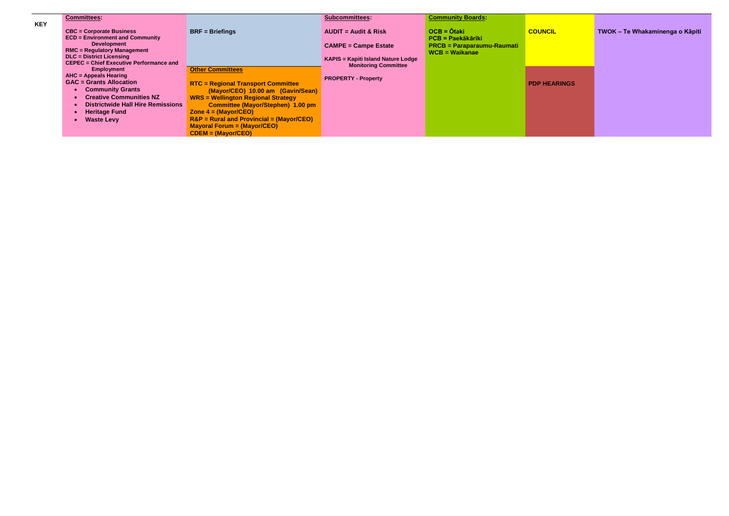**KEY**

**Committees:**

**CBC = Corporate Business**
**ECD = Environment and Community Development**
**RMC = Regulatory Management**
**DLC = District Licensing**
**CEPEC = Chief Executive Performance and Employment**
**AHC = Appeals Hearing**
**GAC = Grants Allocation**

- **Community Grants**
- **Creative Communities NZ**
- **Districtwide Hall Hire Remissions**
- **Heritage Fund**
- **Waste Levy**

**BRF = Briefings**

**Other Committees**

**RTC = Regional Transport Committee (Mayor/CEO) 10.00 am (Gavin/Sean)**
**WRS = Wellington Regional Strategy Committee (Mayor/Stephen) 1.00 pm**
**Zone 4 = (Mayor/CEO)**
**R&P = Rural and Provincial = (Mayor/CEO)**
**Mayoral Forum = (Mayor/CEO)**
**CDEM = (Mayor/CEO)**

**Subcommittees:**

**AUDIT = Audit & Risk**

**CAMPE = Campe Estate**

**KAPIS = Kapiti Island Nature Lodge Monitoring Committee**

**PROPERTY - Property**

**Community Boards:**

**OCB = Ōtaki**
**PCB = Paekākāriki**
**PRCB = Paraparaumu-Raumati**
**WCB = Waikanae**

**COUNCIL**

**PDP HEARINGS**

**TWOK – Te Whakaminenga o Kāpiti**